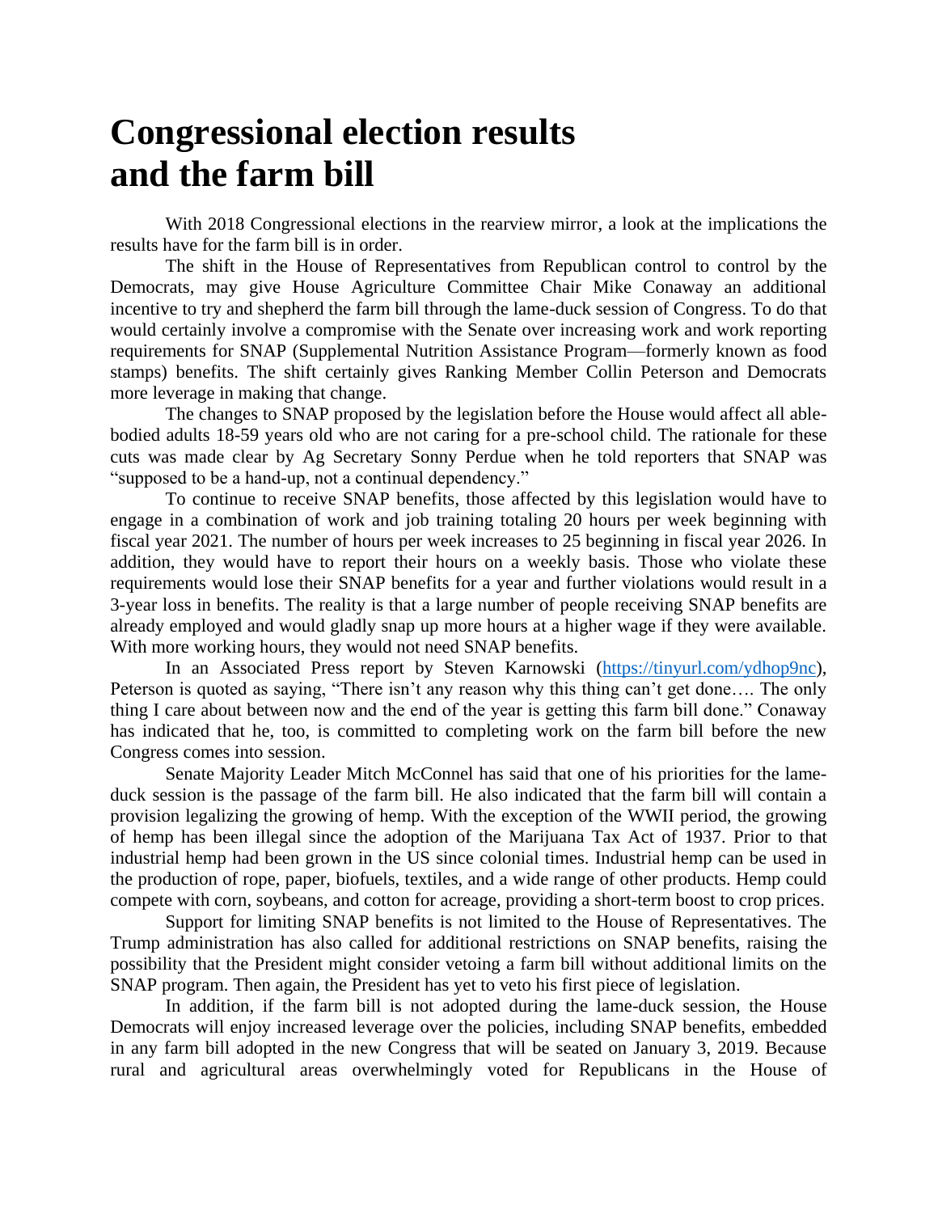# Congressional election results and the farm bill

With 2018 Congressional elections in the rearview mirror, a look at the implications the results have for the farm bill is in order.

The shift in the House of Representatives from Republican control to control by the Democrats, may give House Agriculture Committee Chair Mike Conaway an additional incentive to try and shepherd the farm bill through the lame-duck session of Congress. To do that would certainly involve a compromise with the Senate over increasing work and work reporting requirements for SNAP (Supplemental Nutrition Assistance Program—formerly known as food stamps) benefits. The shift certainly gives Ranking Member Collin Peterson and Democrats more leverage in making that change.

The changes to SNAP proposed by the legislation before the House would affect all able-bodied adults 18-59 years old who are not caring for a pre-school child. The rationale for these cuts was made clear by Ag Secretary Sonny Perdue when he told reporters that SNAP was "supposed to be a hand-up, not a continual dependency."

To continue to receive SNAP benefits, those affected by this legislation would have to engage in a combination of work and job training totaling 20 hours per week beginning with fiscal year 2021. The number of hours per week increases to 25 beginning in fiscal year 2026. In addition, they would have to report their hours on a weekly basis. Those who violate these requirements would lose their SNAP benefits for a year and further violations would result in a 3-year loss in benefits. The reality is that a large number of people receiving SNAP benefits are already employed and would gladly snap up more hours at a higher wage if they were available. With more working hours, they would not need SNAP benefits.

In an Associated Press report by Steven Karnowski (https://tinyurl.com/ydhop9nc), Peterson is quoted as saying, "There isn't any reason why this thing can't get done…. The only thing I care about between now and the end of the year is getting this farm bill done." Conaway has indicated that he, too, is committed to completing work on the farm bill before the new Congress comes into session.

Senate Majority Leader Mitch McConnel has said that one of his priorities for the lame-duck session is the passage of the farm bill. He also indicated that the farm bill will contain a provision legalizing the growing of hemp. With the exception of the WWII period, the growing of hemp has been illegal since the adoption of the Marijuana Tax Act of 1937. Prior to that industrial hemp had been grown in the US since colonial times. Industrial hemp can be used in the production of rope, paper, biofuels, textiles, and a wide range of other products. Hemp could compete with corn, soybeans, and cotton for acreage, providing a short-term boost to crop prices.

Support for limiting SNAP benefits is not limited to the House of Representatives. The Trump administration has also called for additional restrictions on SNAP benefits, raising the possibility that the President might consider vetoing a farm bill without additional limits on the SNAP program. Then again, the President has yet to veto his first piece of legislation.

In addition, if the farm bill is not adopted during the lame-duck session, the House Democrats will enjoy increased leverage over the policies, including SNAP benefits, embedded in any farm bill adopted in the new Congress that will be seated on January 3, 2019. Because rural and agricultural areas overwhelmingly voted for Republicans in the House of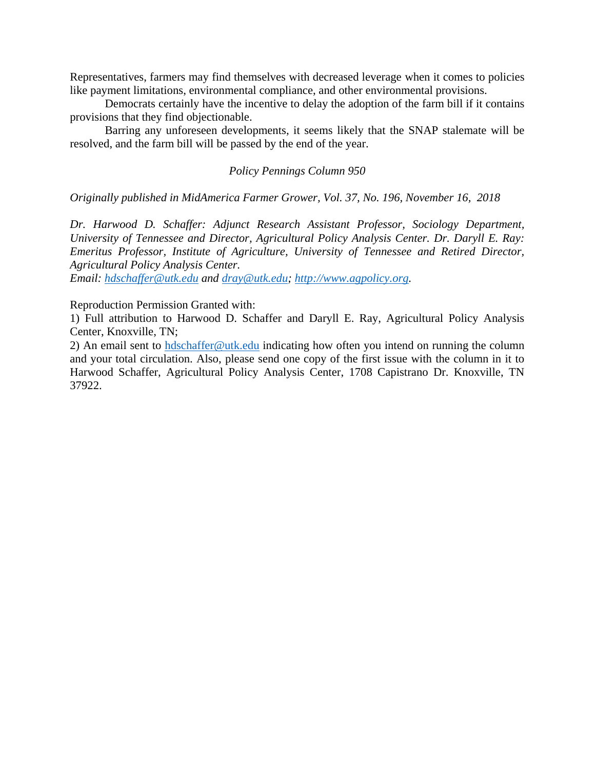Representatives, farmers may find themselves with decreased leverage when it comes to policies like payment limitations, environmental compliance, and other environmental provisions.

Democrats certainly have the incentive to delay the adoption of the farm bill if it contains provisions that they find objectionable.

Barring any unforeseen developments, it seems likely that the SNAP stalemate will be resolved, and the farm bill will be passed by the end of the year.

*Policy Pennings Column 950*

*Originally published in MidAmerica Farmer Grower, Vol. 37, No. 196, November 16, 2018*

*Dr. Harwood D. Schaffer: Adjunct Research Assistant Professor, Sociology Department, University of Tennessee and Director, Agricultural Policy Analysis Center. Dr. Daryll E. Ray: Emeritus Professor, Institute of Agriculture, University of Tennessee and Retired Director, Agricultural Policy Analysis Center.*
*Email: hdschaffer@utk.edu and dray@utk.edu; http://www.agpolicy.org.*

Reproduction Permission Granted with:
1) Full attribution to Harwood D. Schaffer and Daryll E. Ray, Agricultural Policy Analysis Center, Knoxville, TN;
2) An email sent to hdschaffer@utk.edu indicating how often you intend on running the column and your total circulation. Also, please send one copy of the first issue with the column in it to Harwood Schaffer, Agricultural Policy Analysis Center, 1708 Capistrano Dr. Knoxville, TN 37922.